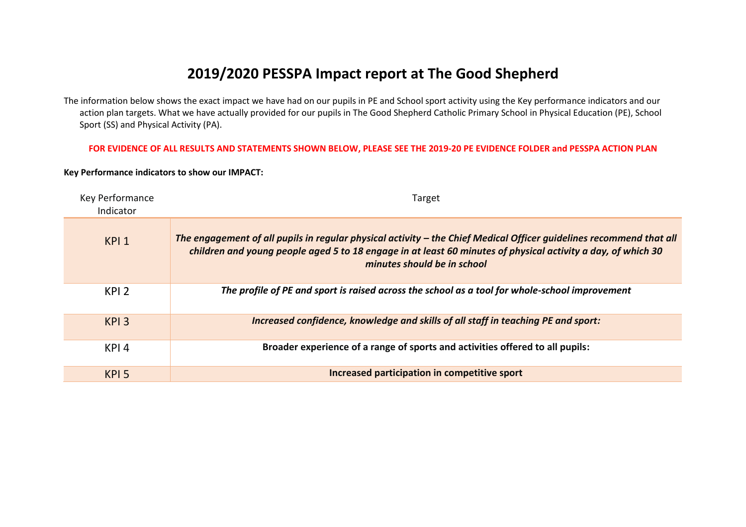# 2019/2020 PESSPA Impact report at The Good Shepherd

The information below shows the exact impact we have had on our pupils in PE and School sport activity using the Key performance indicators and our action plan targets. What we have actually provided for our pupils in The Good Shepherd Catholic Primary School in Physical Education (PE), School Sport (SS) and Physical Activity (PA).

**FOR EVIDENCE OF ALL RESULTS AND STATEMENTS SHOWN BELOW, PLEASE SEE THE 2019-20 PE EVIDENCE FOLDER and PESSPA ACTION PLAN**

**Key Performance indicators to show our IMPACT:**

| Key Performance Indicator | Target |
|---|---|
| KPI 1 | ***The engagement of all pupils in regular physical activity – the Chief Medical Officer guidelines recommend that all children and young people aged 5 to 18 engage in at least 60 minutes of physical activity a day, of which 30 minutes should be in school*** |
| KPI 2 | ***The profile of PE and sport is raised across the school as a tool for whole-school improvement*** |
| KPI 3 | ***Increased confidence, knowledge and skills of all staff in teaching PE and sport:*** |
| KPI 4 | **Broader experience of a range of sports and activities offered to all pupils:** |
| KPI 5 | **Increased participation in competitive sport** |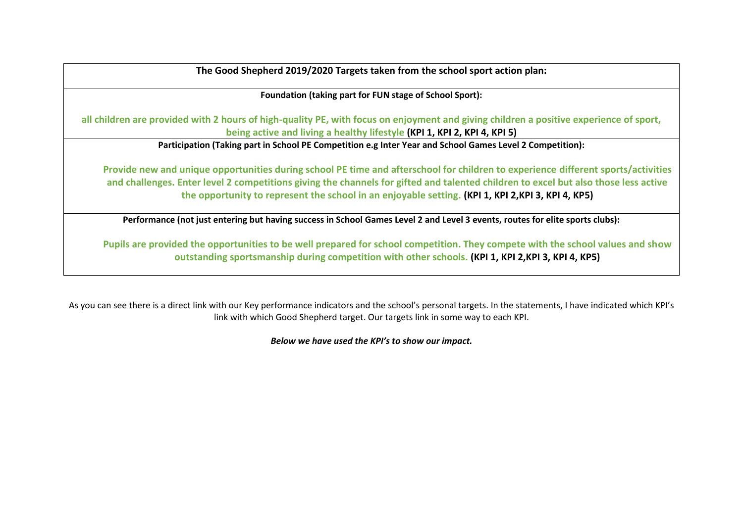| The Good Shepherd 2019/2020 Targets taken from the school sport action plan: |
|---|
| **Foundation (taking part for FUN stage of School Sport):**<br><br>**all children are provided with 2 hours of high-quality PE, with focus on enjoyment and giving children a positive experience of sport, being active and living a healthy lifestyle (KPI 1, KPI 2, KPI 4, KPI 5)** |
| **Participation (Taking part in School PE Competition e.g Inter Year and School Games Level 2 Competition):**<br><br>**Provide new and unique opportunities during school PE time and afterschool for children to experience different sports/activities and challenges. Enter level 2 competitions giving the channels for gifted and talented children to excel but also those less active the opportunity to represent the school in an enjoyable setting. (KPI 1, KPI 2,KPI 3, KPI 4, KP5)** |
| **Performance (not just entering but having success in School Games Level 2 and Level 3 events, routes for elite sports clubs):**<br><br>**Pupils are provided the opportunities to be well prepared for school competition. They compete with the school values and show outstanding sportsmanship during competition with other schools. (KPI 1, KPI 2,KPI 3, KPI 4, KP5)** |

As you can see there is a direct link with our Key performance indicators and the school's personal targets. In the statements, I have indicated which KPI's link with which Good Shepherd target. Our targets link in some way to each KPI.

***Below we have used the KPI's to show our impact.***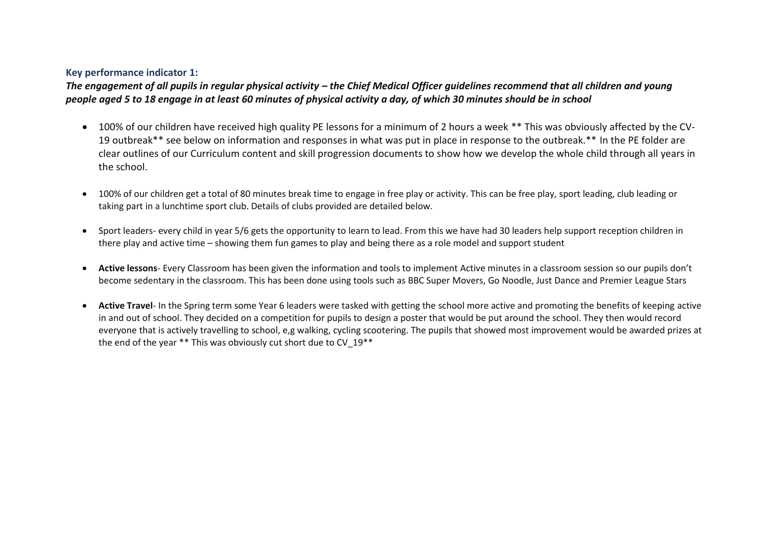### Key performance indicator 1:

***The engagement of all pupils in regular physical activity – the Chief Medical Officer guidelines recommend that all children and young people aged 5 to 18 engage in at least 60 minutes of physical activity a day, of which 30 minutes should be in school***

- 100% of our children have received high quality PE lessons for a minimum of 2 hours a week ** This was obviously affected by the CV-19 outbreak** see below on information and responses in what was put in place in response to the outbreak.** In the PE folder are clear outlines of our Curriculum content and skill progression documents to show how we develop the whole child through all years in the school.

- 100% of our children get a total of 80 minutes break time to engage in free play or activity. This can be free play, sport leading, club leading or taking part in a lunchtime sport club. Details of clubs provided are detailed below.

- Sport leaders- every child in year 5/6 gets the opportunity to learn to lead. From this we have had 30 leaders help support reception children in there play and active time – showing them fun games to play and being there as a role model and support student

- **Active lessons**- Every Classroom has been given the information and tools to implement Active minutes in a classroom session so our pupils don't become sedentary in the classroom. This has been done using tools such as BBC Super Movers, Go Noodle, Just Dance and Premier League Stars

- **Active Travel**- In the Spring term some Year 6 leaders were tasked with getting the school more active and promoting the benefits of keeping active in and out of school. They decided on a competition for pupils to design a poster that would be put around the school. They then would record everyone that is actively travelling to school, e,g walking, cycling scootering. The pupils that showed most improvement would be awarded prizes at the end of the year ** This was obviously cut short due to CV_19**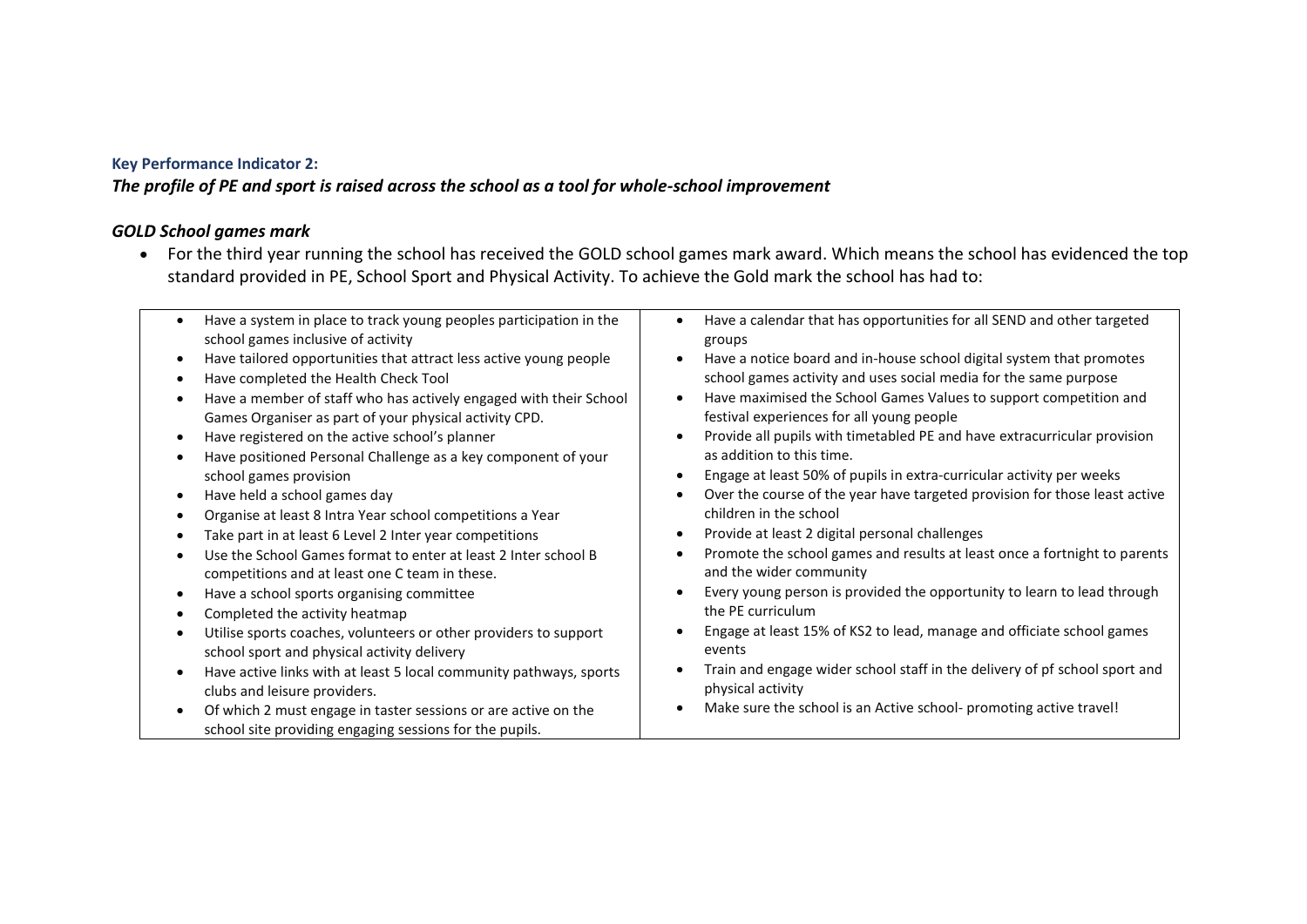**Key Performance Indicator 2:**

***The profile of PE and sport is raised across the school as a tool for whole-school improvement***

***GOLD School games mark***

- For the third year running the school has received the GOLD school games mark award. Which means the school has evidenced the top standard provided in PE, School Sport and Physical Activity. To achieve the Gold mark the school has had to:

| | |
|---|---|
| • Have a system in place to track young peoples participation in the school games inclusive of activity<br>• Have tailored opportunities that attract less active young people<br>• Have completed the Health Check Tool<br>• Have a member of staff who has actively engaged with their School Games Organiser as part of your physical activity CPD.<br>• Have registered on the active school's planner<br>• Have positioned Personal Challenge as a key component of your school games provision<br>• Have held a school games day<br>• Organise at least 8 Intra Year school competitions a Year<br>• Take part in at least 6 Level 2 Inter year competitions<br>• Use the School Games format to enter at least 2 Inter school B competitions and at least one C team in these.<br>• Have a school sports organising committee<br>• Completed the activity heatmap<br>• Utilise sports coaches, volunteers or other providers to support school sport and physical activity delivery<br>• Have active links with at least 5 local community pathways, sports clubs and leisure providers.<br>• Of which 2 must engage in taster sessions or are active on the school site providing engaging sessions for the pupils. | • Have a calendar that has opportunities for all SEND and other targeted groups<br>• Have a notice board and in-house school digital system that promotes school games activity and uses social media for the same purpose<br>• Have maximised the School Games Values to support competition and festival experiences for all young people<br>• Provide all pupils with timetabled PE and have extracurricular provision as addition to this time.<br>• Engage at least 50% of pupils in extra-curricular activity per weeks<br>• Over the course of the year have targeted provision for those least active children in the school<br>• Provide at least 2 digital personal challenges<br>• Promote the school games and results at least once a fortnight to parents and the wider community<br>• Every young person is provided the opportunity to learn to lead through the PE curriculum<br>• Engage at least 15% of KS2 to lead, manage and officiate school games events<br>• Train and engage wider school staff in the delivery of pf school sport and physical activity<br>• Make sure the school is an Active school- promoting active travel! |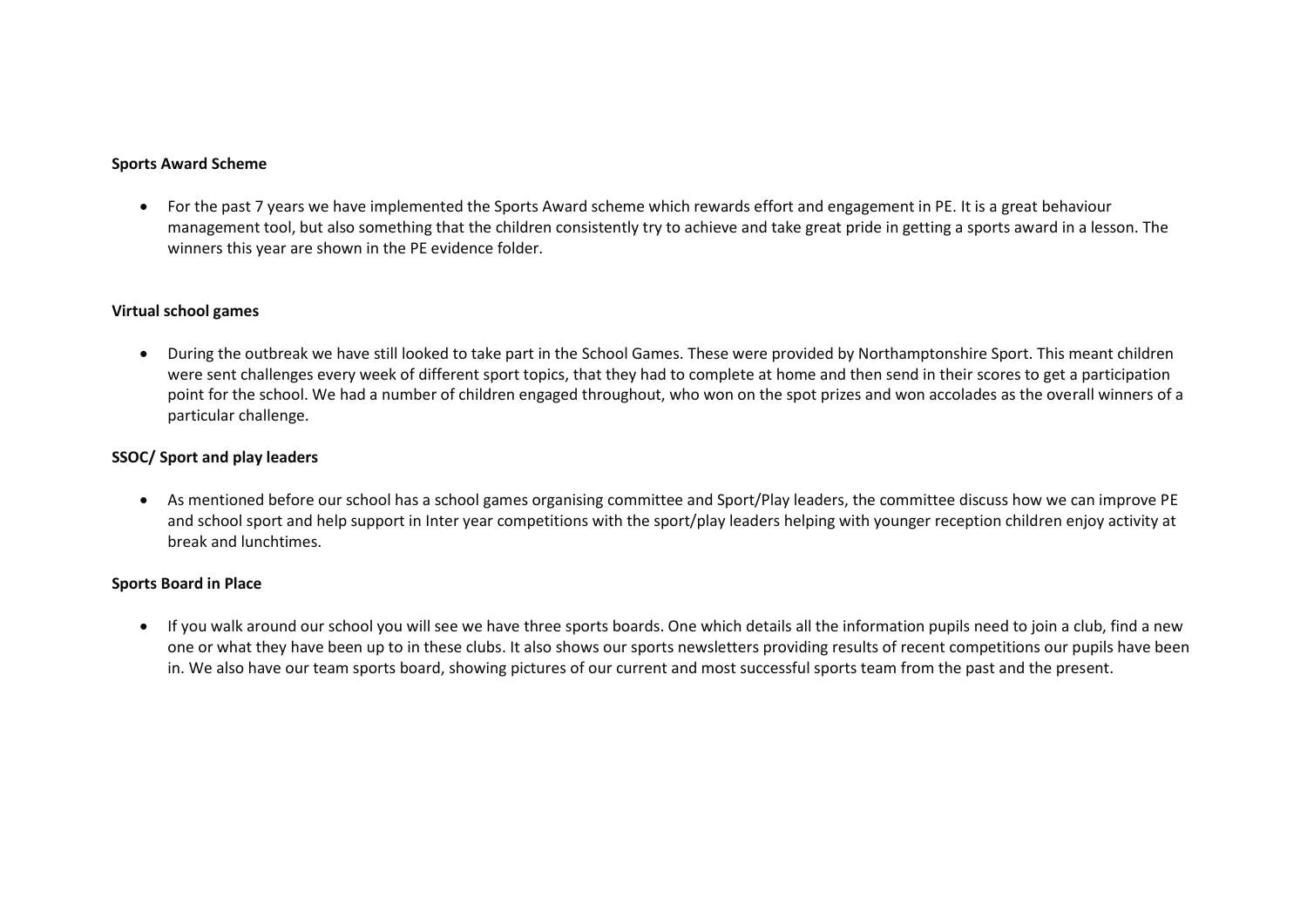**Sports Award Scheme**

- For the past 7 years we have implemented the Sports Award scheme which rewards effort and engagement in PE. It is a great behaviour management tool, but also something that the children consistently try to achieve and take great pride in getting a sports award in a lesson. The winners this year are shown in the PE evidence folder.

**Virtual school games**

- During the outbreak we have still looked to take part in the School Games. These were provided by Northamptonshire Sport. This meant children were sent challenges every week of different sport topics, that they had to complete at home and then send in their scores to get a participation point for the school. We had a number of children engaged throughout, who won on the spot prizes and won accolades as the overall winners of a particular challenge.

**SSOC/ Sport and play leaders**

- As mentioned before our school has a school games organising committee and Sport/Play leaders, the committee discuss how we can improve PE and school sport and help support in Inter year competitions with the sport/play leaders helping with younger reception children enjoy activity at break and lunchtimes.

**Sports Board in Place**

- If you walk around our school you will see we have three sports boards. One which details all the information pupils need to join a club, find a new one or what they have been up to in these clubs. It also shows our sports newsletters providing results of recent competitions our pupils have been in. We also have our team sports board, showing pictures of our current and most successful sports team from the past and the present.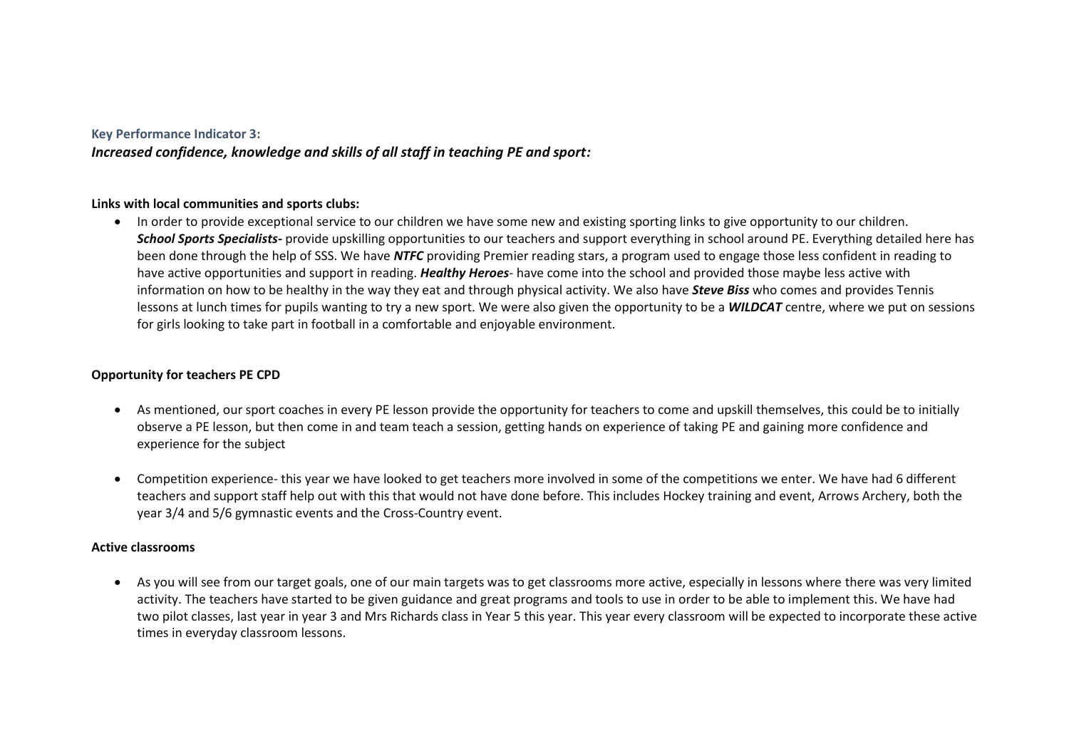**Key Performance Indicator 3:**

***Increased confidence, knowledge and skills of all staff in teaching PE and sport:***

**Links with local communities and sports clubs:**

- In order to provide exceptional service to our children we have some new and existing sporting links to give opportunity to our children. ***School Sports Specialists-*** provide upskilling opportunities to our teachers and support everything in school around PE. Everything detailed here has been done through the help of SSS. We have ***NTFC*** providing Premier reading stars, a program used to engage those less confident in reading to have active opportunities and support in reading. ***Healthy Heroes***- have come into the school and provided those maybe less active with information on how to be healthy in the way they eat and through physical activity. We also have ***Steve Biss*** who comes and provides Tennis lessons at lunch times for pupils wanting to try a new sport. We were also given the opportunity to be a ***WILDCAT*** centre, where we put on sessions for girls looking to take part in football in a comfortable and enjoyable environment.

**Opportunity for teachers PE CPD**

- As mentioned, our sport coaches in every PE lesson provide the opportunity for teachers to come and upskill themselves, this could be to initially observe a PE lesson, but then come in and team teach a session, getting hands on experience of taking PE and gaining more confidence and experience for the subject
- Competition experience- this year we have looked to get teachers more involved in some of the competitions we enter. We have had 6 different teachers and support staff help out with this that would not have done before. This includes Hockey training and event, Arrows Archery, both the year 3/4 and 5/6 gymnastic events and the Cross-Country event.

**Active classrooms**

- As you will see from our target goals, one of our main targets was to get classrooms more active, especially in lessons where there was very limited activity. The teachers have started to be given guidance and great programs and tools to use in order to be able to implement this. We have had two pilot classes, last year in year 3 and Mrs Richards class in Year 5 this year. This year every classroom will be expected to incorporate these active times in everyday classroom lessons.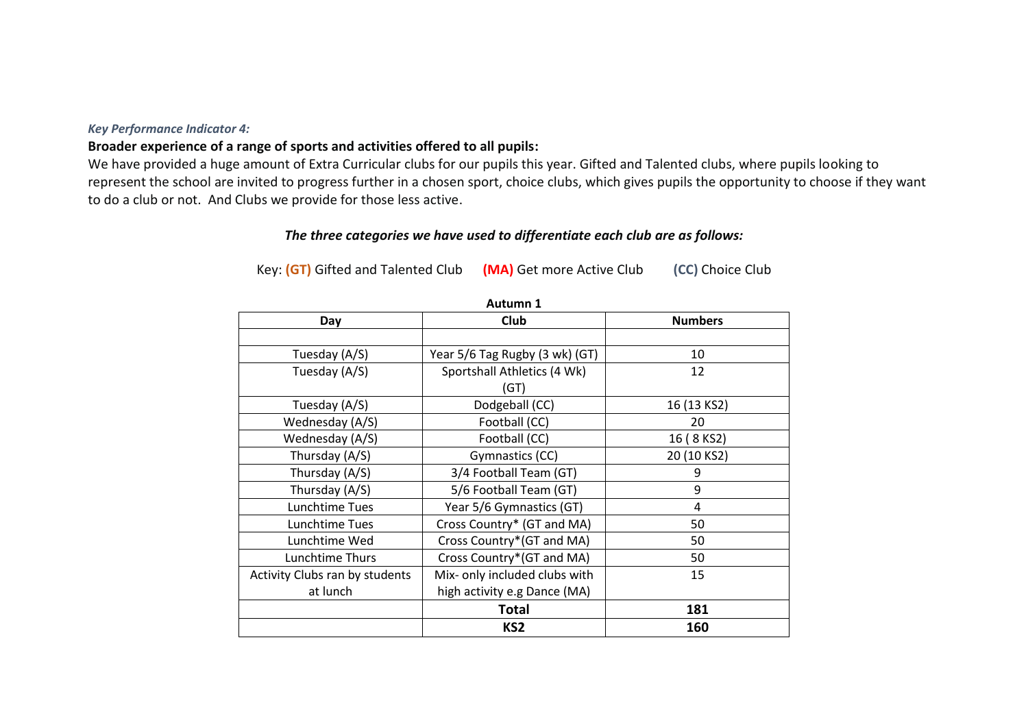*Key Performance Indicator 4:*

**Broader experience of a range of sports and activities offered to all pupils:**

We have provided a huge amount of Extra Curricular clubs for our pupils this year. Gifted and Talented clubs, where pupils looking to represent the school are invited to progress further in a chosen sport, choice clubs, which gives pupils the opportunity to choose if they want to do a club or not. And Clubs we provide for those less active.

***The three categories we have used to differentiate each club are as follows:***

Key: **(GT)** Gifted and Talented Club **(MA)** Get more Active Club **(CC)** Choice Club

**Autumn 1**

| Day | Club | Numbers |
|---|---|---|
| | | |
| Tuesday (A/S) | Year 5/6 Tag Rugby (3 wk) (GT) | 10 |
| Tuesday (A/S) | Sportshall Athletics (4 Wk) (GT) | 12 |
| Tuesday (A/S) | Dodgeball (CC) | 16 (13 KS2) |
| Wednesday (A/S) | Football (CC) | 20 |
| Wednesday (A/S) | Football (CC) | 16 ( 8 KS2) |
| Thursday (A/S) | Gymnastics (CC) | 20 (10 KS2) |
| Thursday (A/S) | 3/4 Football Team (GT) | 9 |
| Thursday (A/S) | 5/6 Football Team (GT) | 9 |
| Lunchtime Tues | Year 5/6 Gymnastics (GT) | 4 |
| Lunchtime Tues | Cross Country* (GT and MA) | 50 |
| Lunchtime Wed | Cross Country*(GT and MA) | 50 |
| Lunchtime Thurs | Cross Country*(GT and MA) | 50 |
| Activity Clubs ran by students at lunch | Mix- only included clubs with high activity e.g Dance (MA) | 15 |
| | **Total** | **181** |
| | **KS2** | **160** |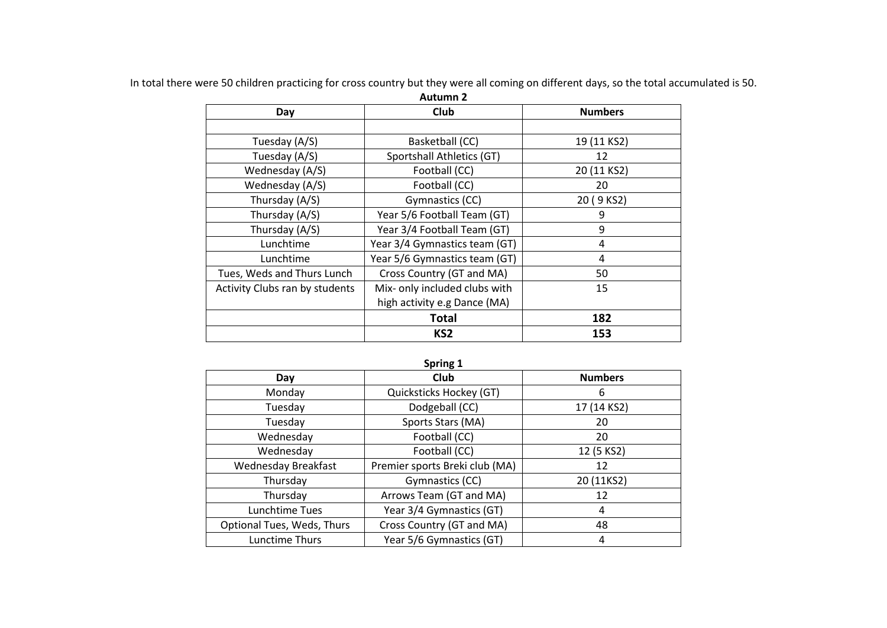In total there were 50 children practicing for cross country but they were all coming on different days, so the total accumulated is 50.

**Autumn 2**

| Day | Club | Numbers |
|---|---|---|
| | | |
| Tuesday (A/S) | Basketball (CC) | 19 (11 KS2) |
| Tuesday (A/S) | Sportshall Athletics (GT) | 12 |
| Wednesday (A/S) | Football (CC) | 20 (11 KS2) |
| Wednesday (A/S) | Football (CC) | 20 |
| Thursday (A/S) | Gymnastics (CC) | 20 ( 9 KS2) |
| Thursday (A/S) | Year 5/6 Football Team (GT) | 9 |
| Thursday (A/S) | Year 3/4 Football Team (GT) | 9 |
| Lunchtime | Year 3/4 Gymnastics team (GT) | 4 |
| Lunchtime | Year 5/6 Gymnastics team (GT) | 4 |
| Tues, Weds and Thurs Lunch | Cross Country (GT and MA) | 50 |
| Activity Clubs ran by students | Mix- only included clubs with high activity e.g Dance (MA) | 15 |
| | **Total** | **182** |
| | **KS2** | **153** |

**Spring 1**

| Day | Club | Numbers |
|---|---|---|
| Monday | Quicksticks Hockey (GT) | 6 |
| Tuesday | Dodgeball (CC) | 17 (14 KS2) |
| Tuesday | Sports Stars (MA) | 20 |
| Wednesday | Football (CC) | 20 |
| Wednesday | Football (CC) | 12 (5 KS2) |
| Wednesday Breakfast | Premier sports Breki club (MA) | 12 |
| Thursday | Gymnastics (CC) | 20 (11KS2) |
| Thursday | Arrows Team (GT and MA) | 12 |
| Lunchtime Tues | Year 3/4 Gymnastics (GT) | 4 |
| Optional Tues, Weds, Thurs | Cross Country (GT and MA) | 48 |
| Lunctime Thurs | Year 5/6 Gymnastics (GT) | 4 |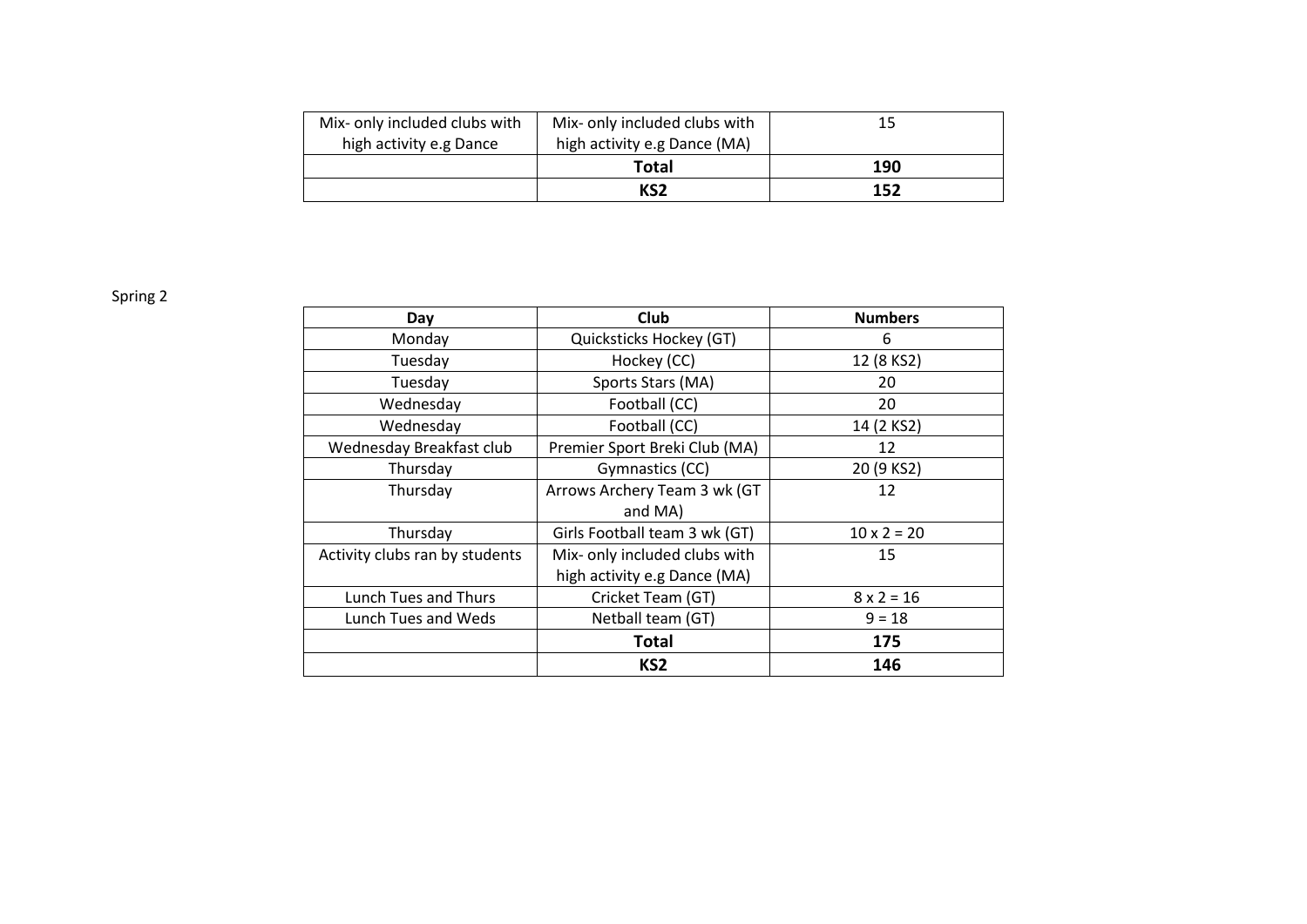| | | |
|---|---|---|
| Mix- only included clubs with high activity e.g Dance | Mix- only included clubs with high activity e.g Dance (MA) | 15 |
| | **Total** | **190** |
| | **KS2** | **152** |

Spring 2

| Day | Club | Numbers |
|---|---|---|
| Monday | Quicksticks Hockey (GT) | 6 |
| Tuesday | Hockey (CC) | 12 (8 KS2) |
| Tuesday | Sports Stars (MA) | 20 |
| Wednesday | Football (CC) | 20 |
| Wednesday | Football (CC) | 14 (2 KS2) |
| Wednesday Breakfast club | Premier Sport Breki Club (MA) | 12 |
| Thursday | Gymnastics (CC) | 20 (9 KS2) |
| Thursday | Arrows Archery Team 3 wk (GT and MA) | 12 |
| Thursday | Girls Football team 3 wk (GT) | 10 x 2 = 20 |
| Activity clubs ran by students | Mix- only included clubs with high activity e.g Dance (MA) | 15 |
| Lunch Tues and Thurs | Cricket Team (GT) | 8 x 2 = 16 |
| Lunch Tues and Weds | Netball team (GT) | 9 = 18 |
| | **Total** | **175** |
| | **KS2** | **146** |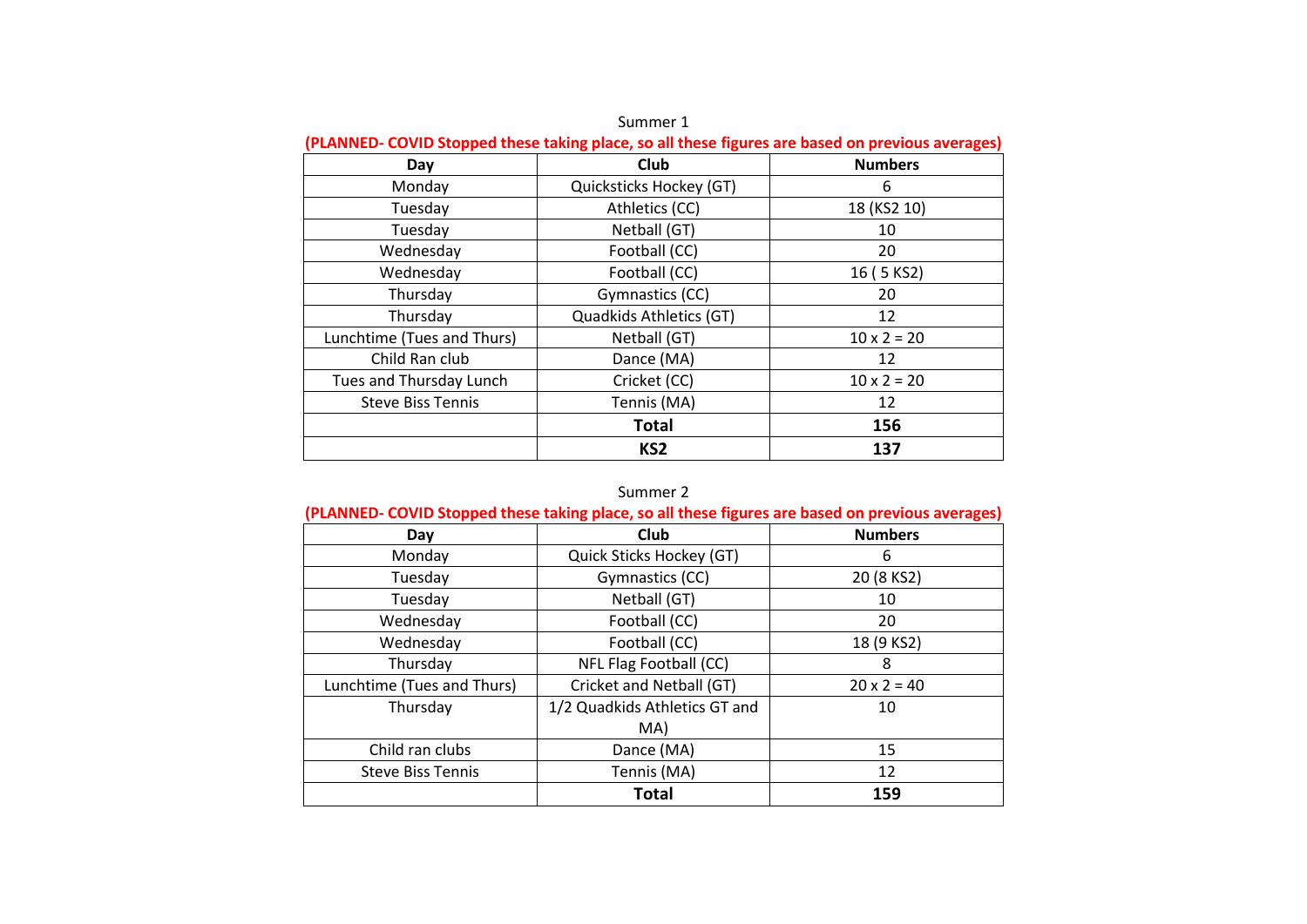Summer 1

**(PLANNED- COVID Stopped these taking place, so all these figures are based on previous averages)**

| Day | Club | Numbers |
|---|---|---|
| Monday | Quicksticks Hockey (GT) | 6 |
| Tuesday | Athletics (CC) | 18 (KS2 10) |
| Tuesday | Netball (GT) | 10 |
| Wednesday | Football (CC) | 20 |
| Wednesday | Football (CC) | 16 ( 5 KS2) |
| Thursday | Gymnastics (CC) | 20 |
| Thursday | Quadkids Athletics (GT) | 12 |
| Lunchtime (Tues and Thurs) | Netball (GT) | 10 x 2 = 20 |
| Child Ran club | Dance (MA) | 12 |
| Tues and Thursday Lunch | Cricket (CC) | 10 x 2 = 20 |
| Steve Biss Tennis | Tennis (MA) | 12 |
| | **Total** | **156** |
| | **KS2** | **137** |

Summer 2

**(PLANNED- COVID Stopped these taking place, so all these figures are based on previous averages)**

| Day | Club | Numbers |
|---|---|---|
| Monday | Quick Sticks Hockey (GT) | 6 |
| Tuesday | Gymnastics (CC) | 20 (8 KS2) |
| Tuesday | Netball (GT) | 10 |
| Wednesday | Football (CC) | 20 |
| Wednesday | Football (CC) | 18 (9 KS2) |
| Thursday | NFL Flag Football (CC) | 8 |
| Lunchtime (Tues and Thurs) | Cricket and Netball (GT) | 20 x 2 = 40 |
| Thursday | 1/2 Quadkids Athletics GT and MA) | 10 |
| Child ran clubs | Dance (MA) | 15 |
| Steve Biss Tennis | Tennis (MA) | 12 |
| | **Total** | **159** |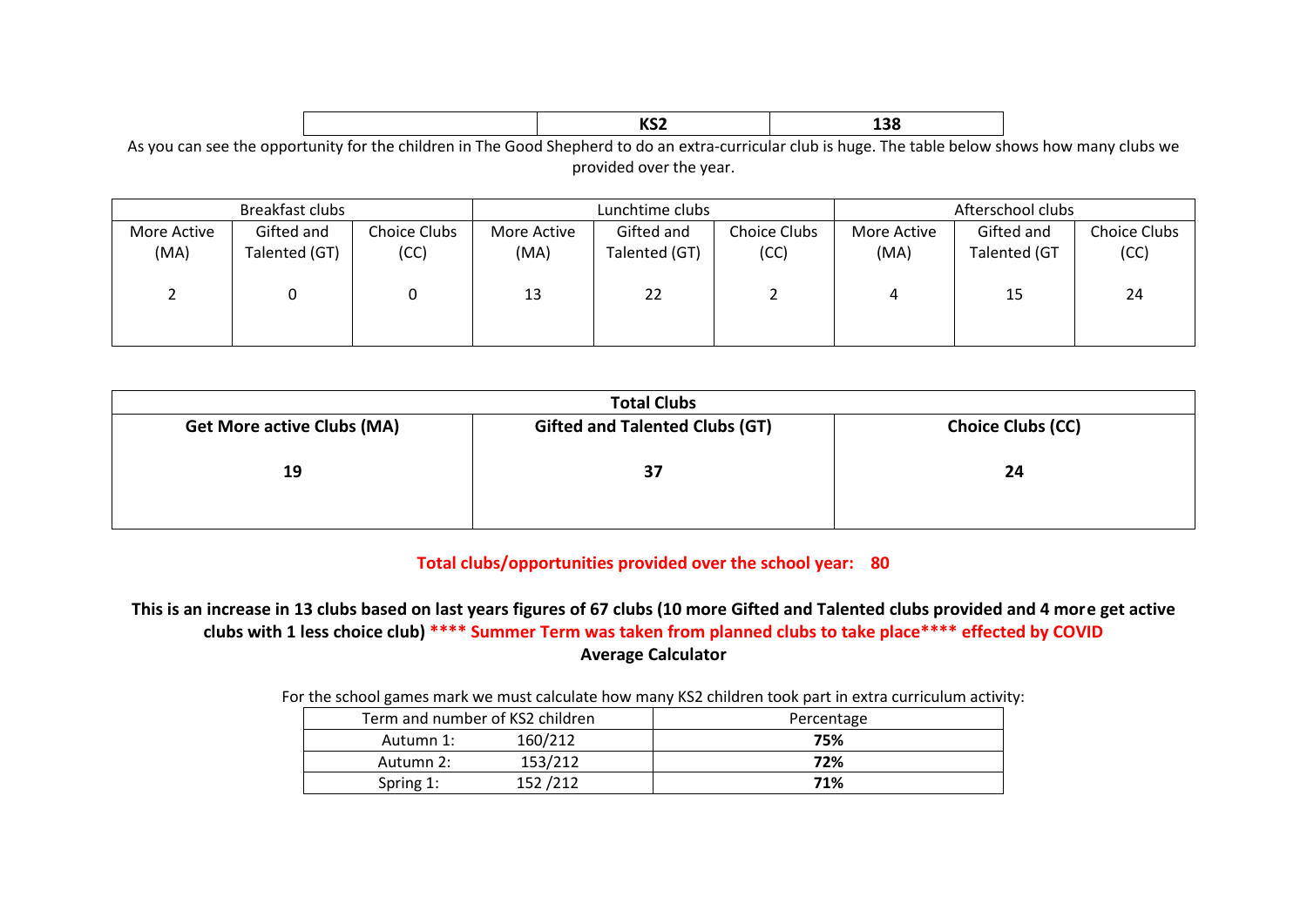| | KS2 | 138 |
|---|---|---|

As you can see the opportunity for the children in The Good Shepherd to do an extra-curricular club is huge. The table below shows how many clubs we provided over the year.

| Breakfast clubs | | | Lunchtime clubs | | | Afterschool clubs | | |
|---|---|---|---|---|---|---|---|---|
| More Active (MA) | Gifted and Talented (GT) | Choice Clubs (CC) | More Active (MA) | Gifted and Talented (GT) | Choice Clubs (CC) | More Active (MA) | Gifted and Talented (GT | Choice Clubs (CC) |
| 2 | 0 | 0 | 13 | 22 | 2 | 4 | 15 | 24 |

| Total Clubs | | |
|---|---|---|
| **Get More active Clubs (MA)** | **Gifted and Talented Clubs (GT)** | **Choice Clubs (CC)** |
| **19** | **37** | **24** |

**Total clubs/opportunities provided over the school year: 80**

**This is an increase in 13 clubs based on last years figures of 67 clubs (10 more Gifted and Talented clubs provided and 4 more get active clubs with 1 less choice club) **** Summer Term was taken from planned clubs to take place**** effected by COVID**

**Average Calculator**

For the school games mark we must calculate how many KS2 children took part in extra curriculum activity:

| Term and number of KS2 children | Percentage |
|---|---|
| Autumn 1: 160/212 | **75%** |
| Autumn 2: 153/212 | **72%** |
| Spring 1: 152 /212 | **71%** |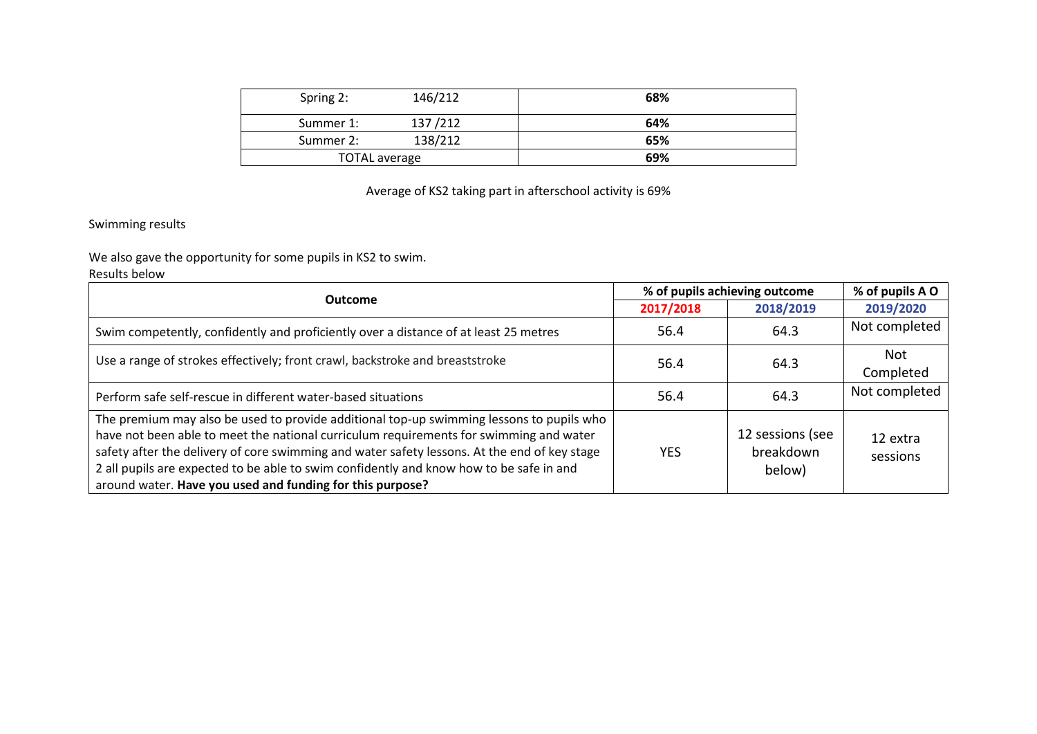| Spring 2: 146/212 | 68% |
|---|---|
| Summer 1: 137 /212 | 64% |
| Summer 2: 138/212 | 65% |
| TOTAL average | 69% |

Average of KS2 taking part in afterschool activity is 69%

Swimming results

We also gave the opportunity for some pupils in KS2 to swim.
Results below

| Outcome | % of pupils achieving outcome | | % of pupils A O |
|---|---|---|---|
| | 2017/2018 | 2018/2019 | 2019/2020 |
| Swim competently, confidently and proficiently over a distance of at least 25 metres | 56.4 | 64.3 | Not completed |
| Use a range of strokes effectively; front crawl, backstroke and breaststroke | 56.4 | 64.3 | Not Completed |
| Perform safe self-rescue in different water-based situations | 56.4 | 64.3 | Not completed |
| The premium may also be used to provide additional top-up swimming lessons to pupils who have not been able to meet the national curriculum requirements for swimming and water safety after the delivery of core swimming and water safety lessons. At the end of key stage 2 all pupils are expected to be able to swim confidently and know how to be safe in and around water. **Have you used and funding for this purpose?** | YES | 12 sessions (see breakdown below) | 12 extra sessions |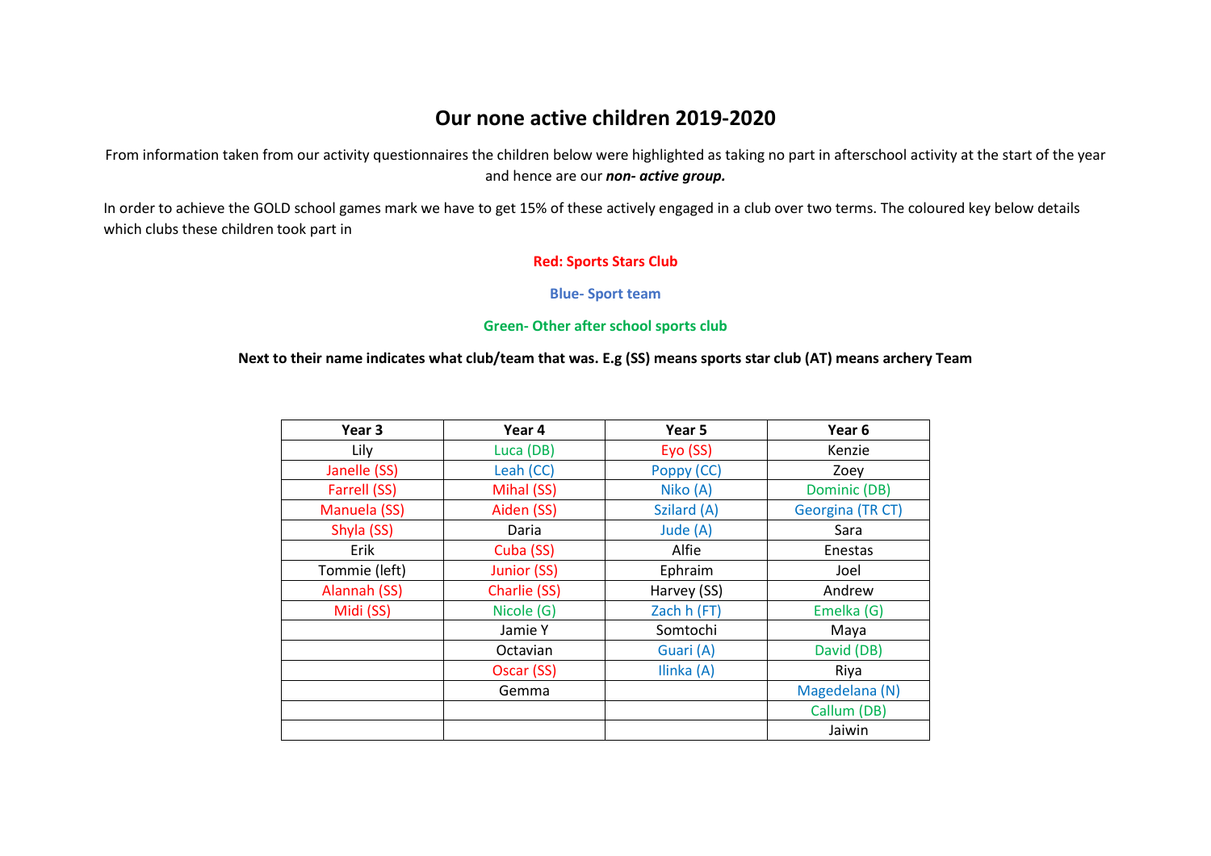# Our none active children 2019-2020

From information taken from our activity questionnaires the children below were highlighted as taking no part in afterschool activity at the start of the year and hence are our ***non- active group.***

In order to achieve the GOLD school games mark we have to get 15% of these actively engaged in a club over two terms. The coloured key below details which clubs these children took part in

**Red: Sports Stars Club**

**Blue- Sport team**

**Green- Other after school sports club**

**Next to their name indicates what club/team that was. E.g (SS) means sports star club (AT) means archery Team**

| Year 3 | Year 4 | Year 5 | Year 6 |
|---|---|---|---|
| Lily | Luca (DB) | Eyo (SS) | Kenzie |
| Janelle (SS) | Leah (CC) | Poppy (CC) | Zoey |
| Farrell (SS) | Mihal (SS) | Niko (A) | Dominic (DB) |
| Manuela (SS) | Aiden (SS) | Szilard (A) | Georgina (TR CT) |
| Shyla (SS) | Daria | Jude (A) | Sara |
| Erik | Cuba (SS) | Alfie | Enestas |
| Tommie (left) | Junior (SS) | Ephraim | Joel |
| Alannah (SS) | Charlie (SS) | Harvey (SS) | Andrew |
| Midi (SS) | Nicole (G) | Zach h (FT) | Emelka (G) |
| | Jamie Y | Somtochi | Maya |
| | Octavian | Guari (A) | David (DB) |
| | Oscar (SS) | Ilinka (A) | Riya |
| | Gemma | | Magedelana (N) |
| | | | Callum (DB) |
| | | | Jaiwin |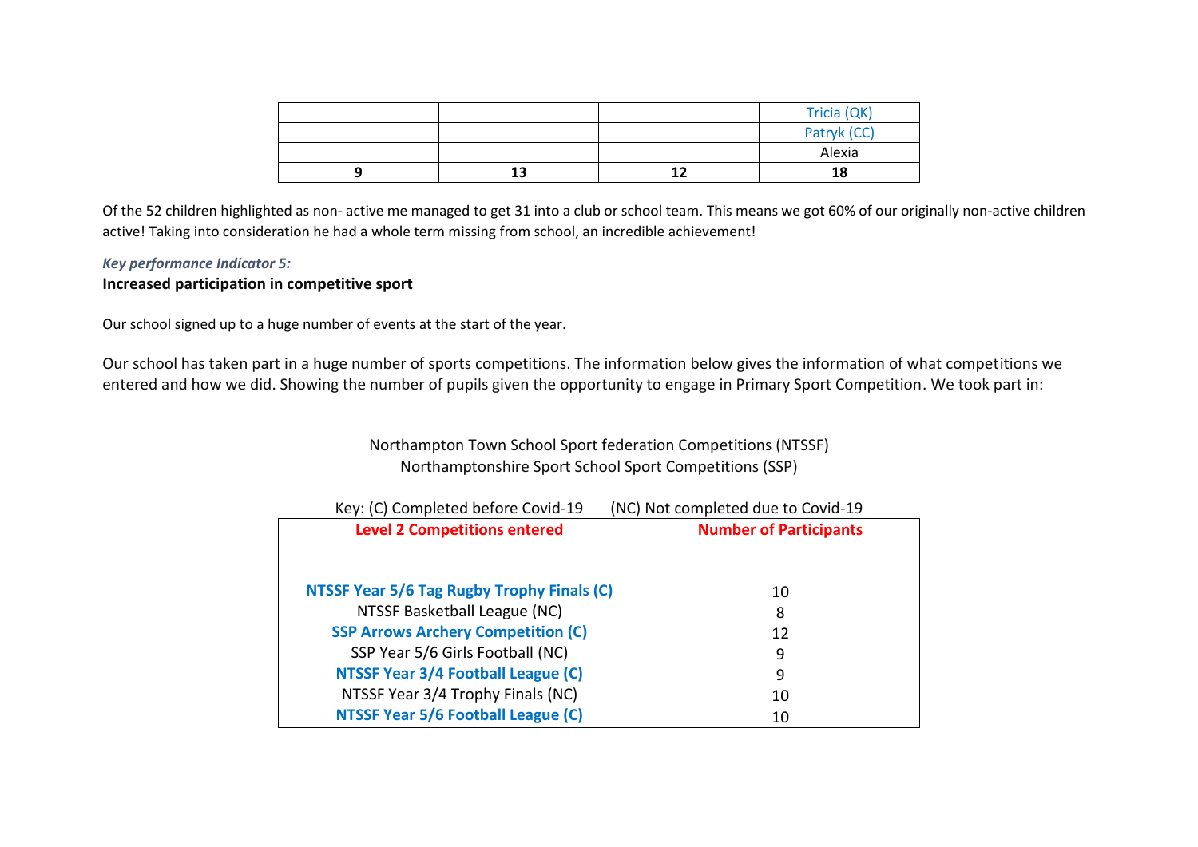| | | | |
|---|---|---|---|
| | | | Tricia (QK) |
| | | | Patryk (CC) |
| | | | Alexia |
| **9** | **13** | **12** | **18** |

Of the 52 children highlighted as non- active me managed to get 31 into a club or school team. This means we got 60% of our originally non-active children active! Taking into consideration he had a whole term missing from school, an incredible achievement!

*Key performance Indicator 5:*

**Increased participation in competitive sport**

Our school signed up to a huge number of events at the start of the year.

Our school has taken part in a huge number of sports competitions. The information below gives the information of what competitions we entered and how we did. Showing the number of pupils given the opportunity to engage in Primary Sport Competition. We took part in:

Northampton Town School Sport federation Competitions (NTSSF)
Northamptonshire Sport School Sport Competitions (SSP)

Key: (C) Completed before Covid-19 (NC) Not completed due to Covid-19

| **Level 2 Competitions entered** | **Number of Participants** |
|---|---|
| **NTSSF Year 5/6 Tag Rugby Trophy Finals (C)** | 10 |
| NTSSF Basketball League (NC) | 8 |
| **SSP Arrows Archery Competition (C)** | 12 |
| SSP Year 5/6 Girls Football (NC) | 9 |
| **NTSSF Year 3/4 Football League (C)** | 9 |
| NTSSF Year 3/4 Trophy Finals (NC) | 10 |
| **NTSSF Year 5/6 Football League (C)** | 10 |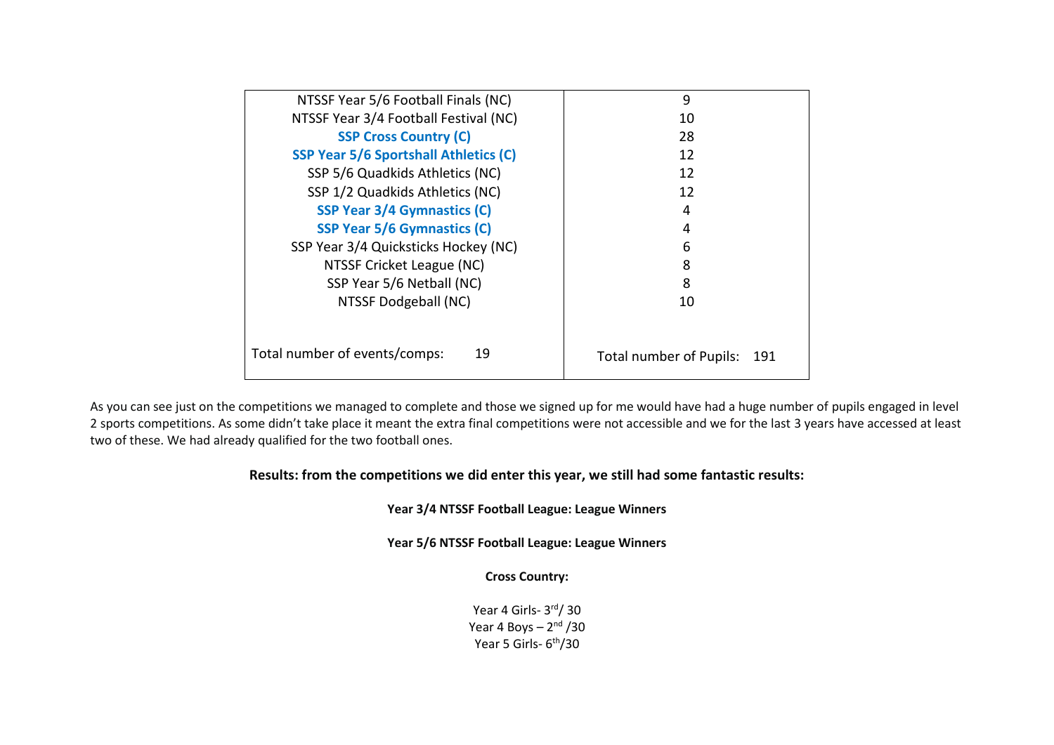| NTSSF Year 5/6 Football Finals (NC) | 9 |
|---|---|
| NTSSF Year 3/4 Football Festival (NC) | 10 |
| **SSP Cross Country (C)** | 28 |
| **SSP Year 5/6 Sportshall Athletics (C)** | 12 |
| SSP 5/6 Quadkids Athletics (NC) | 12 |
| SSP 1/2 Quadkids Athletics (NC) | 12 |
| **SSP Year 3/4 Gymnastics (C)** | 4 |
| **SSP Year 5/6 Gymnastics (C)** | 4 |
| SSP Year 3/4 Quicksticks Hockey (NC) | 6 |
| NTSSF Cricket League (NC) | 8 |
| SSP Year 5/6 Netball (NC) | 8 |
| NTSSF Dodgeball (NC) | 10 |
| Total number of events/comps: 19 | Total number of Pupils: 191 |

As you can see just on the competitions we managed to complete and those we signed up for me would have had a huge number of pupils engaged in level 2 sports competitions. As some didn't take place it meant the extra final competitions were not accessible and we for the last 3 years have accessed at least two of these. We had already qualified for the two football ones.

**Results: from the competitions we did enter this year, we still had some fantastic results:**

**Year 3/4 NTSSF Football League: League Winners**

**Year 5/6 NTSSF Football League: League Winners**

**Cross Country:**

Year 4 Girls- 3rd/ 30
Year 4 Boys – 2nd /30
Year 5 Girls- 6th/30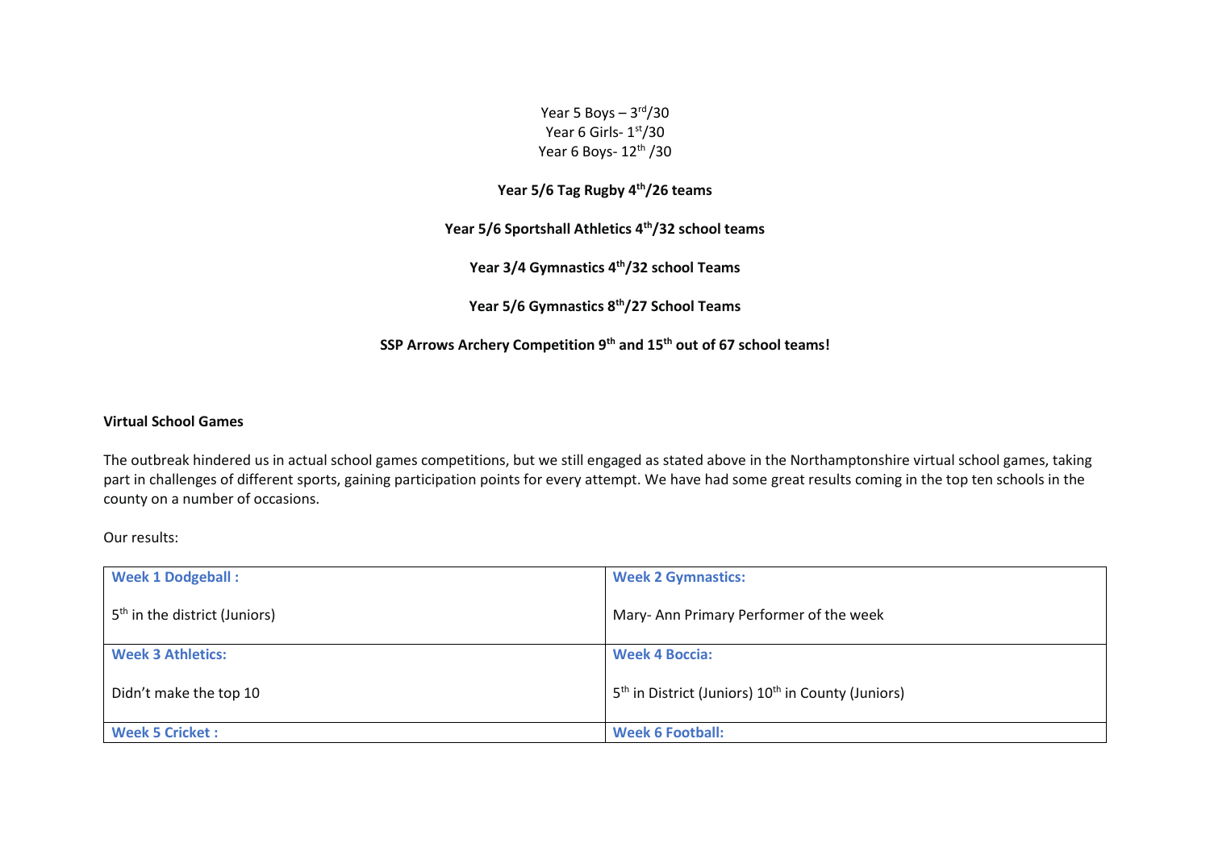Year 5 Boys – 3rd/30
Year 6 Girls- 1st/30
Year 6 Boys- 12th /30

**Year 5/6 Tag Rugby 4th/26 teams**

**Year 5/6 Sportshall Athletics 4th/32 school teams**

**Year 3/4 Gymnastics 4th/32 school Teams**

**Year 5/6 Gymnastics 8th/27 School Teams**

**SSP Arrows Archery Competition 9th and 15th out of 67 school teams!**

**Virtual School Games**

The outbreak hindered us in actual school games competitions, but we still engaged as stated above in the Northamptonshire virtual school games, taking part in challenges of different sports, gaining participation points for every attempt. We have had some great results coming in the top ten schools in the county on a number of occasions.

Our results:

| **Week 1 Dodgeball :** 5th in the district (Juniors) | **Week 2 Gymnastics:** Mary- Ann Primary Performer of the week |
|---|---|
| **Week 3 Athletics:** Didn't make the top 10 | **Week 4 Boccia:** 5th in District (Juniors) 10th in County (Juniors) |
| **Week 5 Cricket :** | **Week 6 Football:** |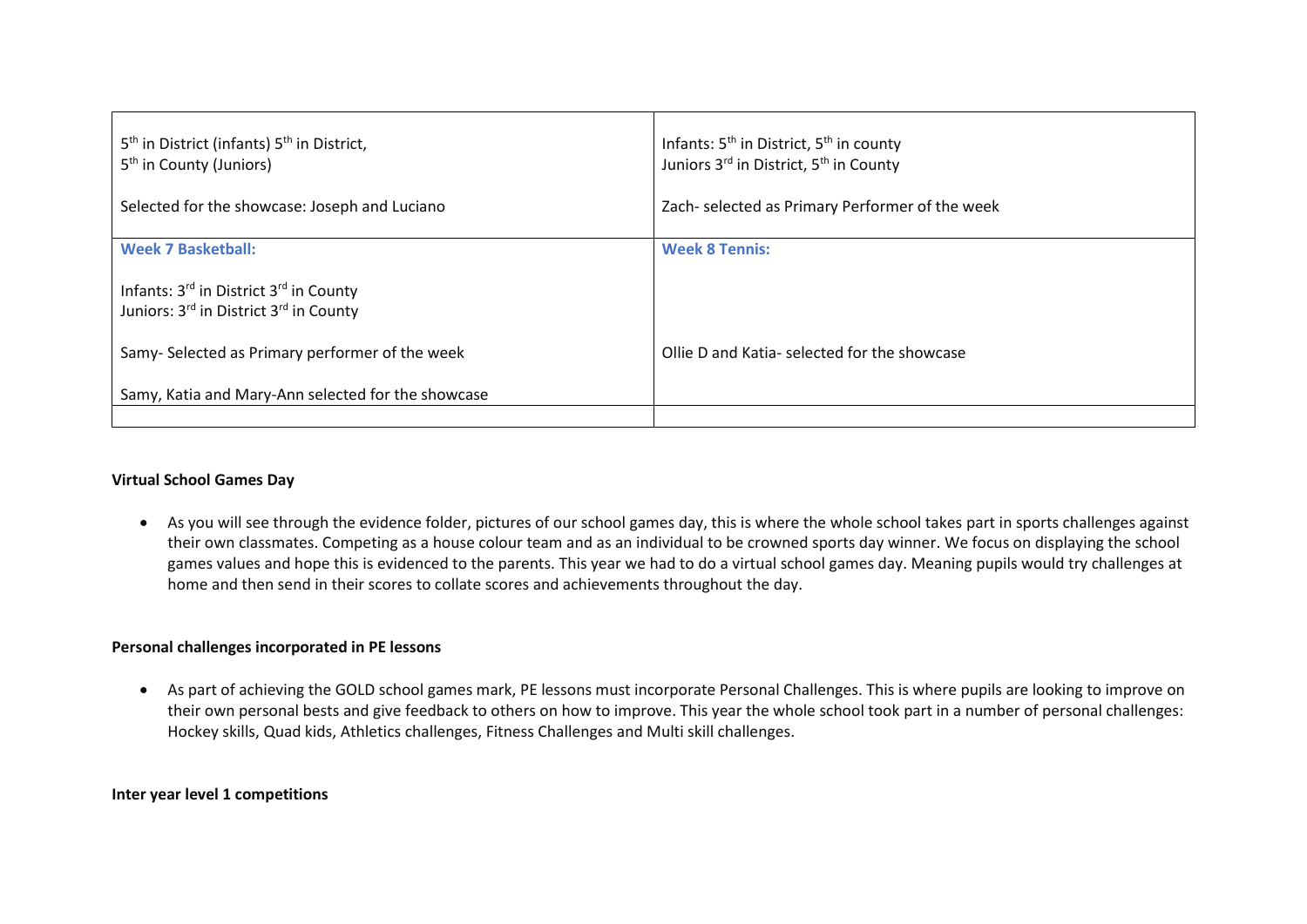| | |
|---|---|
| 5th in District (infants) 5th in District,<br>5th in County (Juniors)<br><br>Selected for the showcase: Joseph and Luciano | Infants: 5th in District, 5th in county<br>Juniors 3rd in District, 5th in County<br><br>Zach- selected as Primary Performer of the week |
| **Week 7 Basketball:**<br><br>Infants: 3rd in District 3rd in County<br>Juniors: 3rd in District 3rd in County<br><br>Samy- Selected as Primary performer of the week<br><br>Samy, Katia and Mary-Ann selected for the showcase | **Week 8 Tennis:**<br><br><br><br><br>Ollie D and Katia- selected for the showcase |
| | |

**Virtual School Games Day**

- As you will see through the evidence folder, pictures of our school games day, this is where the whole school takes part in sports challenges against their own classmates. Competing as a house colour team and as an individual to be crowned sports day winner. We focus on displaying the school games values and hope this is evidenced to the parents. This year we had to do a virtual school games day. Meaning pupils would try challenges at home and then send in their scores to collate scores and achievements throughout the day.

**Personal challenges incorporated in PE lessons**

- As part of achieving the GOLD school games mark, PE lessons must incorporate Personal Challenges. This is where pupils are looking to improve on their own personal bests and give feedback to others on how to improve. This year the whole school took part in a number of personal challenges: Hockey skills, Quad kids, Athletics challenges, Fitness Challenges and Multi skill challenges.

**Inter year level 1 competitions**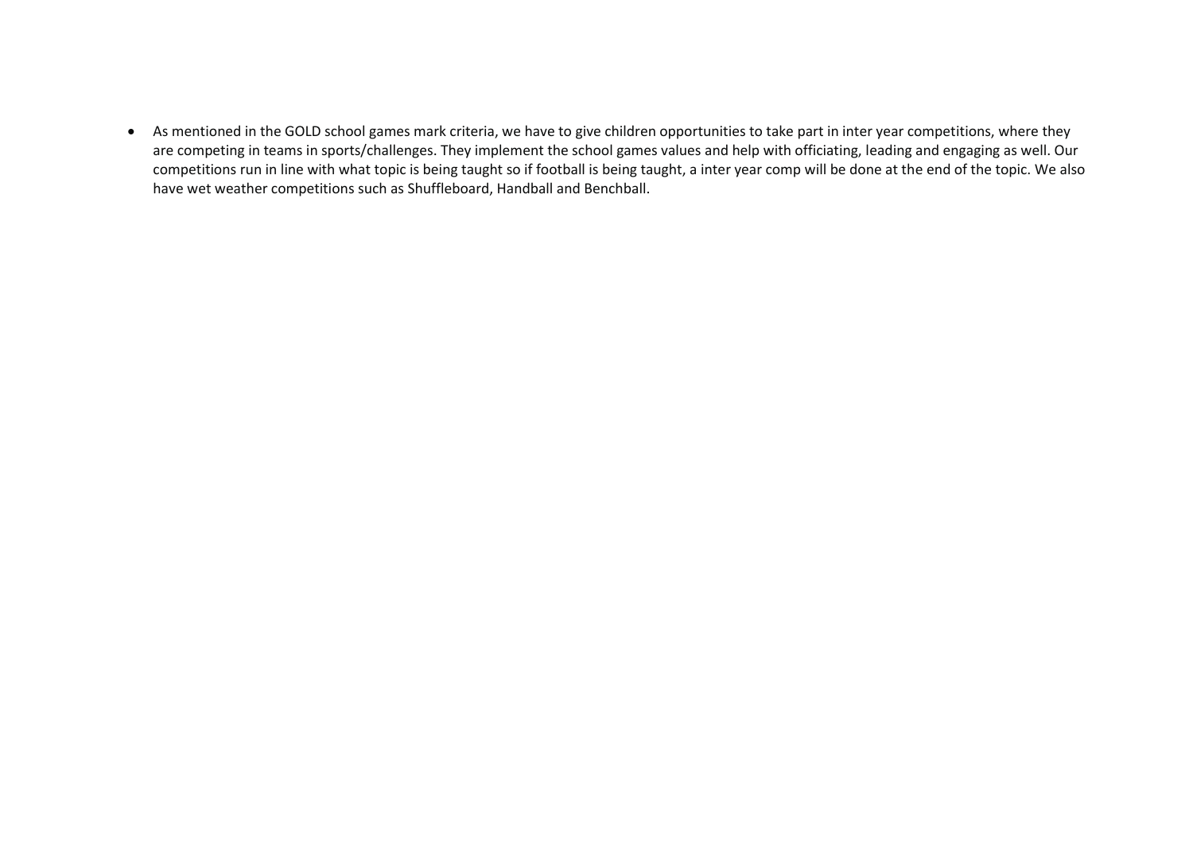- As mentioned in the GOLD school games mark criteria, we have to give children opportunities to take part in inter year competitions, where they are competing in teams in sports/challenges. They implement the school games values and help with officiating, leading and engaging as well. Our competitions run in line with what topic is being taught so if football is being taught, a inter year comp will be done at the end of the topic. We also have wet weather competitions such as Shuffleboard, Handball and Benchball.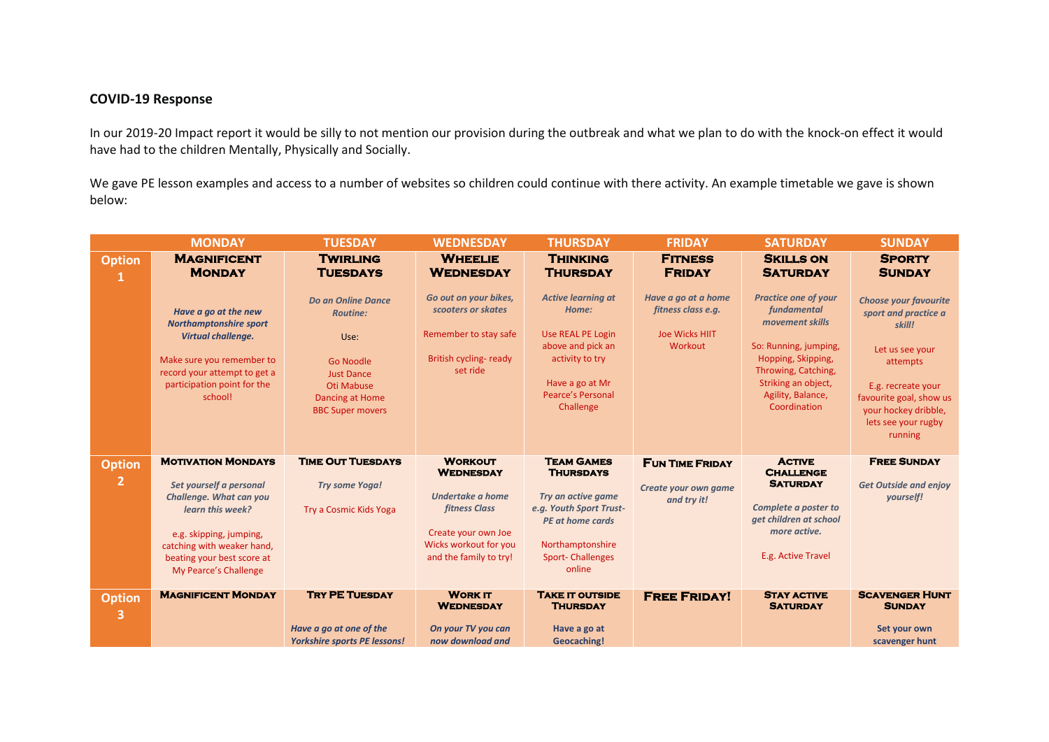**COVID-19 Response**

In our 2019-20 Impact report it would be silly to not mention our provision during the outbreak and what we plan to do with the knock-on effect it would have had to the children Mentally, Physically and Socially.

We gave PE lesson examples and access to a number of websites so children could continue with there activity. An example timetable we gave is shown below:

| | MONDAY | TUESDAY | WEDNESDAY | THURSDAY | FRIDAY | SATURDAY | SUNDAY |
|---|---|---|---|---|---|---|---|
| Option 1 | **Magnificent Monday**<br><br>***Have a go at the new Northamptonshire sport Virtual challenge.***<br><br>Make sure you remember to record your attempt to get a participation point for the school! | **Twirling Tuesdays**<br><br>***Do an Online Dance Routine:***<br><br>Use:<br><br>Go Noodle<br>Just Dance<br>Oti Mabuse<br>Dancing at Home<br>BBC Super movers | **Wheelie Wednesday**<br><br>***Go out on your bikes, scooters or skates***<br><br>Remember to stay safe<br><br>British cycling- ready set ride | **Thinking Thursday**<br><br>***Active learning at Home:***<br><br>Use REAL PE Login above and pick an activity to try<br><br>Have a go at Mr Pearce's Personal Challenge | **Fitness Friday**<br><br>***Have a go at a home fitness class e.g.***<br><br>Joe Wicks HIIT Workout | **Skills on Saturday**<br><br>***Practice one of your fundamental movement skills***<br><br>So: Running, jumping, Hopping, Skipping, Throwing, Catching, Striking an object, Agility, Balance, Coordination | **Sporty Sunday**<br><br>***Choose your favourite sport and practice a skill!***<br><br>Let us see your attempts<br><br>E.g. recreate your favourite goal, show us your hockey dribble, lets see your rugby running |
| Option 2 | **Motivation Mondays**<br><br>***Set yourself a personal Challenge. What can you learn this week?***<br><br>e.g. skipping, jumping, catching with weaker hand, beating your best score at My Pearce's Challenge | **Time Out Tuesdays**<br><br>***Try some Yoga!***<br><br>Try a Cosmic Kids Yoga | **Workout Wednesday**<br><br>***Undertake a home fitness Class***<br><br>Create your own Joe Wicks workout for you and the family to try! | **Team Games Thursdays**<br><br>***Try an active game e.g. Youth Sport Trust- PE at home cards***<br><br>Northamptonshire Sport- Challenges online | **Fun Time Friday**<br><br>***Create your own game and try it!*** | **Active Challenge Saturday**<br><br>***Complete a poster to get children at school more active.***<br><br>E.g. Active Travel | **Free Sunday**<br><br>***Get Outside and enjoy yourself!*** |
| Option 3 | **Magnificent Monday** | **Try PE Tuesday**<br><br>***Have a go at one of the Yorkshire sports PE lessons!*** | **Work it Wednesday**<br><br>***On your TV you can now download and*** | **Take it outside Thursday**<br><br>**Have a go at Geocaching!** | **Free Friday!** | **Stay active Saturday** | **Scavenger Hunt Sunday**<br><br>**Set your own scavenger hunt** |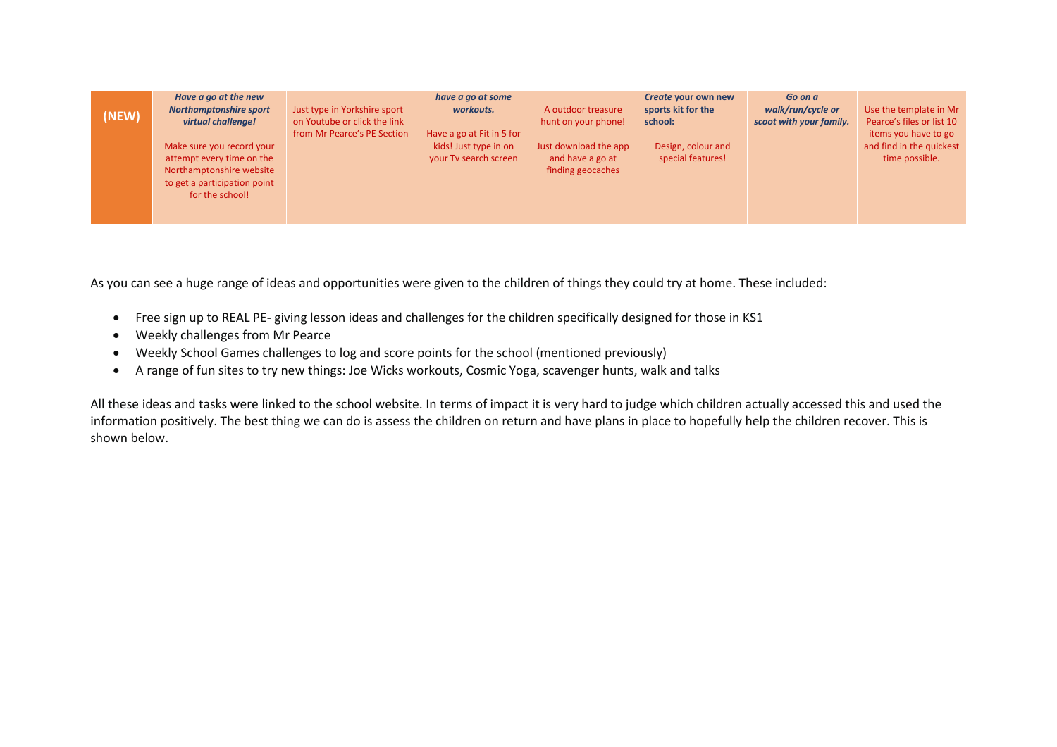| (NEW) | ***Have a go at the new Northamptonshire sport virtual challenge!***<br><br>Make sure you record your attempt every time on the Northamptonshire website to get a participation point for the school! | Just type in Yorkshire sport on Youtube or click the link from Mr Pearce's PE Section | ***have a go at some workouts.***<br><br>Have a go at Fit in 5 for kids! Just type in on your Tv search screen | A outdoor treasure hunt on your phone!<br><br>Just download the app and have a go at finding geocaches | ***Create* your own new sports kit for the school:**<br><br>Design, colour and special features! | ***Go on a walk/run/cycle or scoot with your family.*** | Use the template in Mr Pearce's files or list 10 items you have to go and find in the quickest time possible. |
|---|---|---|---|---|---|---|---|

As you can see a huge range of ideas and opportunities were given to the children of things they could try at home. These included:

- Free sign up to REAL PE- giving lesson ideas and challenges for the children specifically designed for those in KS1
- Weekly challenges from Mr Pearce
- Weekly School Games challenges to log and score points for the school (mentioned previously)
- A range of fun sites to try new things: Joe Wicks workouts, Cosmic Yoga, scavenger hunts, walk and talks

All these ideas and tasks were linked to the school website. In terms of impact it is very hard to judge which children actually accessed this and used the information positively. The best thing we can do is assess the children on return and have plans in place to hopefully help the children recover. This is shown below.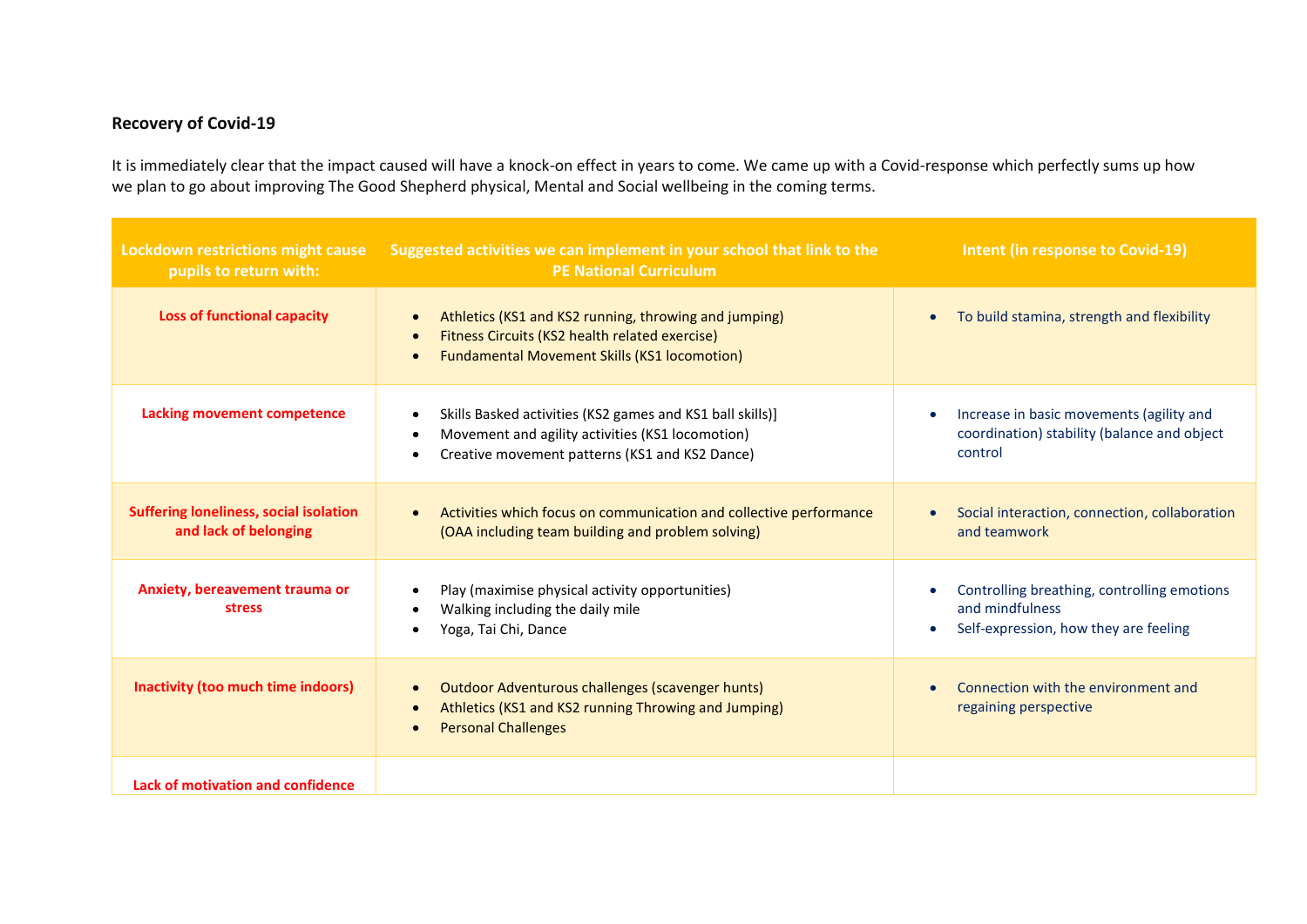**Recovery of Covid-19**

It is immediately clear that the impact caused will have a knock-on effect in years to come. We came up with a Covid-response which perfectly sums up how we plan to go about improving The Good Shepherd physical, Mental and Social wellbeing in the coming terms.

| Lockdown restrictions might cause pupils to return with: | Suggested activities we can implement in your school that link to the PE National Curriculum | Intent (in response to Covid-19) |
|---|---|---|
| **Loss of functional capacity** | • Athletics (KS1 and KS2 running, throwing and jumping)<br>• Fitness Circuits (KS2 health related exercise)<br>• Fundamental Movement Skills (KS1 locomotion) | • To build stamina, strength and flexibility |
| **Lacking movement competence** | • Skills Basked activities (KS2 games and KS1 ball skills)]<br>• Movement and agility activities (KS1 locomotion)<br>• Creative movement patterns (KS1 and KS2 Dance) | • Increase in basic movements (agility and coordination) stability (balance and object control |
| **Suffering loneliness, social isolation and lack of belonging** | • Activities which focus on communication and collective performance (OAA including team building and problem solving) | • Social interaction, connection, collaboration and teamwork |
| **Anxiety, bereavement trauma or stress** | • Play (maximise physical activity opportunities)<br>• Walking including the daily mile<br>• Yoga, Tai Chi, Dance | • Controlling breathing, controlling emotions and mindfulness<br>• Self-expression, how they are feeling |
| **Inactivity (too much time indoors)** | • Outdoor Adventurous challenges (scavenger hunts)<br>• Athletics (KS1 and KS2 running Throwing and Jumping)<br>• Personal Challenges | • Connection with the environment and regaining perspective |
| **Lack of motivation and confidence** | | |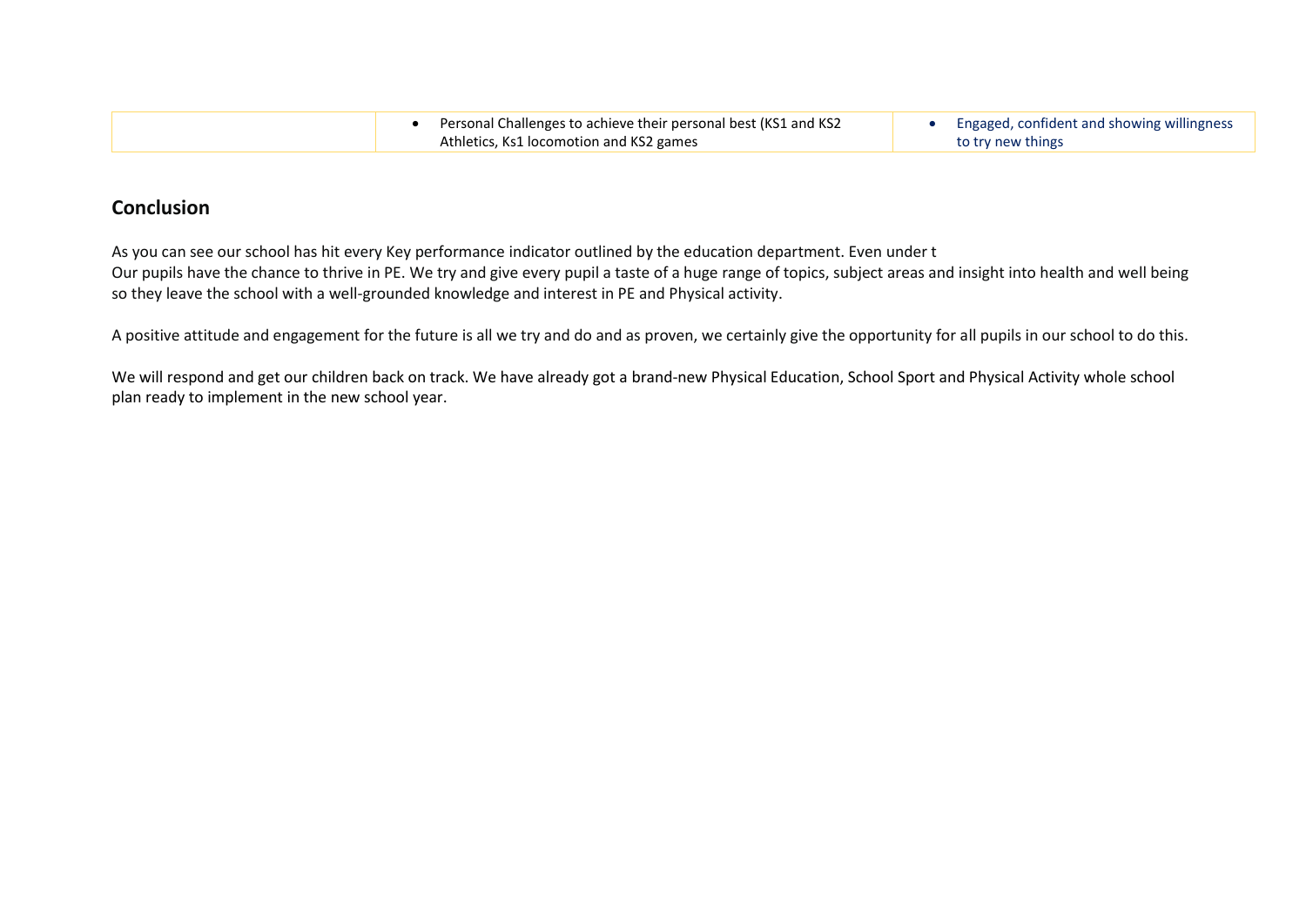| | | |
|---|---|---|
| | • Personal Challenges to achieve their personal best (KS1 and KS2 Athletics, Ks1 locomotion and KS2 games | • Engaged, confident and showing willingness to try new things |

## Conclusion

As you can see our school has hit every Key performance indicator outlined by the education department. Even under t
Our pupils have the chance to thrive in PE. We try and give every pupil a taste of a huge range of topics, subject areas and insight into health and well being so they leave the school with a well-grounded knowledge and interest in PE and Physical activity.

A positive attitude and engagement for the future is all we try and do and as proven, we certainly give the opportunity for all pupils in our school to do this.

We will respond and get our children back on track. We have already got a brand-new Physical Education, School Sport and Physical Activity whole school plan ready to implement in the new school year.